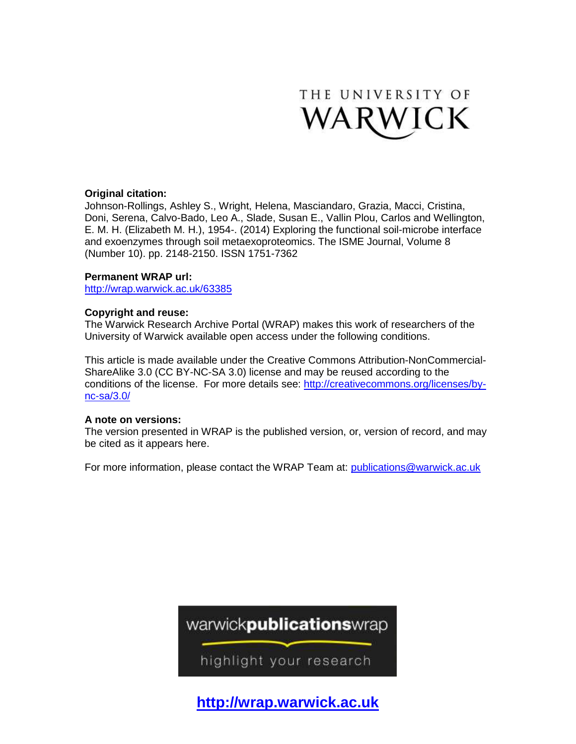THE UNIVERSITY OF WARWICK

**Original citation:**
Johnson-Rollings, Ashley S., Wright, Helena, Masciandaro, Grazia, Macci, Cristina, Doni, Serena, Calvo-Bado, Leo A., Slade, Susan E., Vallin Plou, Carlos and Wellington, E. M. H. (Elizabeth M. H.), 1954-. (2014) Exploring the functional soil-microbe interface and exoenzymes through soil metaexoproteomics. The ISME Journal, Volume 8 (Number 10). pp. 2148-2150. ISSN 1751-7362

**Permanent WRAP url:**
http://wrap.warwick.ac.uk/63385

**Copyright and reuse:**
The Warwick Research Archive Portal (WRAP) makes this work of researchers of the University of Warwick available open access under the following conditions.

This article is made available under the Creative Commons Attribution-NonCommercial-ShareAlike 3.0 (CC BY-NC-SA 3.0) license and may be reused according to the conditions of the license. For more details see: http://creativecommons.org/licenses/by-nc-sa/3.0/

**A note on versions:**
The version presented in WRAP is the published version, or, version of record, and may be cited as it appears here.

For more information, please contact the WRAP Team at: publications@warwick.ac.uk

warwick**publications**wrap

highlight your research

**http://wrap.warwick.ac.uk**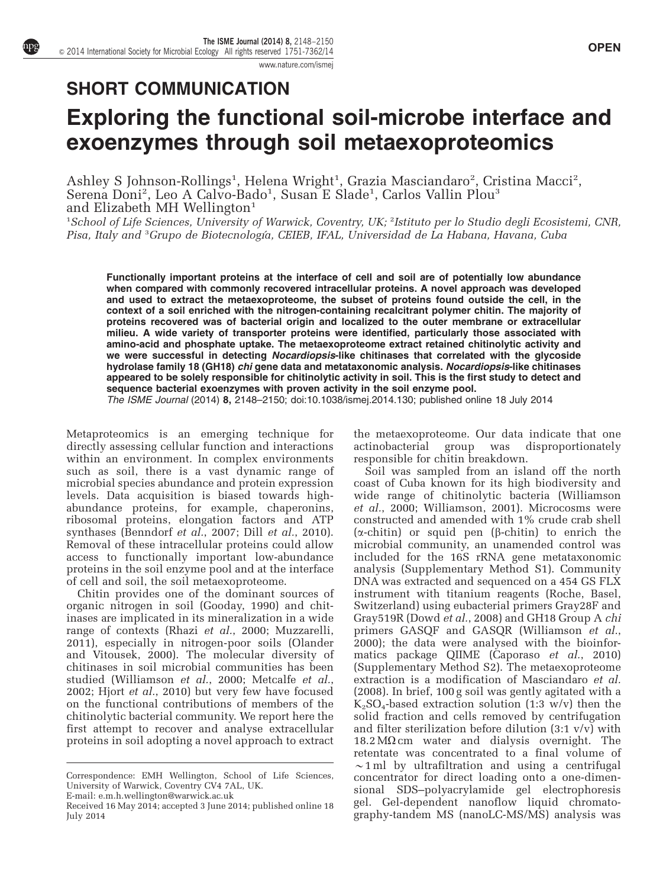SHORT COMMUNICATION

# Exploring the functional soil-microbe interface and exoenzymes through soil metaexoproteomics

Ashley S Johnson-Rollings[1], Helena Wright[1], Grazia Masciandaro[2], Cristina Macci[2], Serena Doni[2], Leo A Calvo-Bado[1], Susan E Slade[1], Carlos Vallin Plou[3] and Elizabeth MH Wellington[1]

[1]School of Life Sciences, University of Warwick, Coventry, UK; [2]Istituto per lo Studio degli Ecosistemi, CNR, Pisa, Italy and [3]Grupo de Biotecnología, CEIEB, IFAL, Universidad de La Habana, Havana, Cuba

**Functionally important proteins at the interface of cell and soil are of potentially low abundance when compared with commonly recovered intracellular proteins. A novel approach was developed and used to extract the metaexoproteome, the subset of proteins found outside the cell, in the context of a soil enriched with the nitrogen-containing recalcitrant polymer chitin. The majority of proteins recovered was of bacterial origin and localized to the outer membrane or extracellular milieu. A wide variety of transporter proteins were identified, particularly those associated with amino-acid and phosphate uptake. The metaexoproteome extract retained chitinolytic activity and we were successful in detecting *Nocardiopsis*-like chitinases that correlated with the glycoside hydrolase family 18 (GH18) *chi* gene data and metataxonomic analysis. *Nocardiopsis*-like chitinases appeared to be solely responsible for chitinolytic activity in soil. This is the first study to detect and sequence bacterial exoenzymes with proven activity in the soil enzyme pool.**

*The ISME Journal* (2014) **8**, 2148–2150; doi:10.1038/ismej.2014.130; published online 18 July 2014

Metaproteomics is an emerging technique for directly assessing cellular function and interactions within an environment. In complex environments such as soil, there is a vast dynamic range of microbial species abundance and protein expression levels. Data acquisition is biased towards high-abundance proteins, for example, chaperonins, ribosomal proteins, elongation factors and ATP synthases (Benndorf *et al.*, 2007; Dill *et al.*, 2010). Removal of these intracellular proteins could allow access to functionally important low-abundance proteins in the soil enzyme pool and at the interface of cell and soil, the soil metaexoproteome.

Chitin provides one of the dominant sources of organic nitrogen in soil (Gooday, 1990) and chitinases are implicated in its mineralization in a wide range of contexts (Rhazi *et al.*, 2000; Muzzarelli, 2011), especially in nitrogen-poor soils (Olander and Vitousek, 2000). The molecular diversity of chitinases in soil microbial communities has been studied (Williamson *et al.*, 2000; Metcalfe *et al.*, 2002; Hjort *et al.*, 2010) but very few have focused on the functional contributions of members of the chitinolytic bacterial community. We report here the first attempt to recover and analyse extracellular proteins in soil adopting a novel approach to extract the metaexoproteome. Our data indicate that one actinobacterial group was disproportionately responsible for chitin breakdown.

Soil was sampled from an island off the north coast of Cuba known for its high biodiversity and wide range of chitinolytic bacteria (Williamson *et al.*, 2000; Williamson, 2001). Microcosms were constructed and amended with 1% crude crab shell (α-chitin) or squid pen (β-chitin) to enrich the microbial community, an unamended control was included for the 16S rRNA gene metataxonomic analysis (Supplementary Method S1). Community DNA was extracted and sequenced on a 454 GS FLX instrument with titanium reagents (Roche, Basel, Switzerland) using eubacterial primers Gray28F and Gray519R (Dowd *et al.*, 2008) and GH18 Group A *chi* primers GASQF and GASQR (Williamson *et al.*, 2000); the data were analysed with the bioinformatics package QIIME (Caporaso *et al.*, 2010) (Supplementary Method S2). The metaexoproteome extraction is a modification of Masciandaro *et al.* (2008). In brief, 100 g soil was gently agitated with a $K_2SO_4$-based extraction solution (1:3 w/v) then the solid fraction and cells removed by centrifugation and filter sterilization before dilution (3:1 v/v) with 18.2 MΩ cm water and dialysis overnight. The retentate was concentrated to a final volume of ~1 ml by ultrafiltration and using a centrifugal concentrator for direct loading onto a one-dimensional SDS–polyacrylamide gel electrophoresis gel. Gel-dependent nanoflow liquid chromatography-tandem MS (nanoLC-MS/MS) analysis was

Correspondence: EMH Wellington, School of Life Sciences, University of Warwick, Coventry CV4 7AL, UK.
E-mail: e.m.h.wellington@warwick.ac.uk
Received 16 May 2014; accepted 3 June 2014; published online 18 July 2014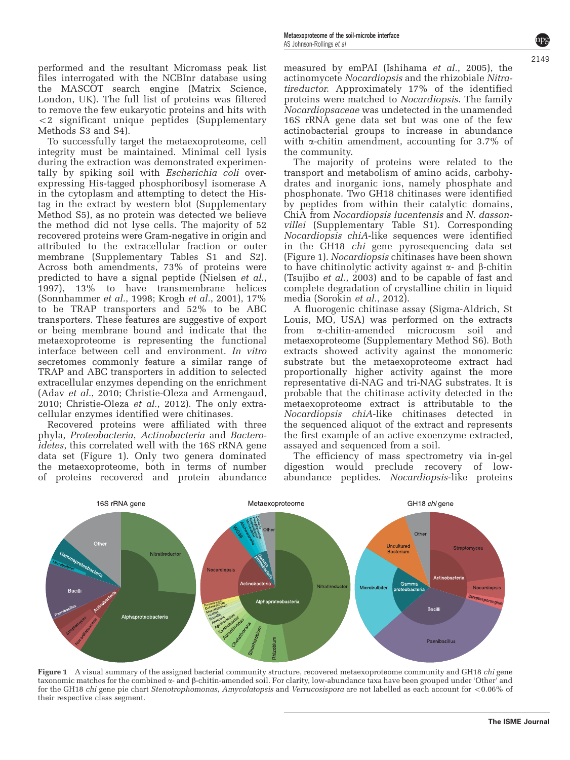performed and the resultant Micromass peak list files interrogated with the NCBInr database using the MASCOT search engine (Matrix Science, London, UK). The full list of proteins was filtered to remove the few eukaryotic proteins and hits with <2 significant unique peptides (Supplementary Methods S3 and S4).

To successfully target the metaexoproteome, cell integrity must be maintained. Minimal cell lysis during the extraction was demonstrated experimentally by spiking soil with *Escherichia coli* overexpressing His-tagged phosphoribosyl isomerase A in the cytoplasm and attempting to detect the His-tag in the extract by western blot (Supplementary Method S5), as no protein was detected we believe the method did not lyse cells. The majority of 52 recovered proteins were Gram-negative in origin and attributed to the extracellular fraction or outer membrane (Supplementary Tables S1 and S2). Across both amendments, 73% of proteins were predicted to have a signal peptide (Nielsen *et al.*, 1997), 13% to have transmembrane helices (Sonnhammer *et al.*, 1998; Krogh *et al.*, 2001), 17% to be TRAP transporters and 52% to be ABC transporters. These features are suggestive of export or being membrane bound and indicate that the metaexoproteome is representing the functional interface between cell and environment. *In vitro* secretomes commonly feature a similar range of TRAP and ABC transporters in addition to selected extracellular enzymes depending on the enrichment (Adav *et al.*, 2010; Christie-Oleza and Armengaud, 2010; Christie-Oleza *et al.*, 2012). The only extracellular enzymes identified were chitinases.

Recovered proteins were affiliated with three phyla, *Proteobacteria*, *Actinobacteria* and *Bacteroidetes*, this correlated well with the 16S rRNA gene data set (Figure 1). Only two genera dominated the metaexoproteome, both in terms of number of proteins recovered and protein abundance measured by emPAI (Ishihama *et al.*, 2005), the actinomycete *Nocardiopsis* and the rhizobiale *Nitratireductor*. Approximately 17% of the identified proteins were matched to *Nocardiopsis*. The family *Nocardiopsaceae* was undetected in the unamended 16S rRNA gene data set but was one of the few actinobacterial groups to increase in abundance with α-chitin amendment, accounting for 3.7% of the community.

The majority of proteins were related to the transport and metabolism of amino acids, carbohydrates and inorganic ions, namely phosphate and phosphonate. Two GH18 chitinases were identified by peptides from within their catalytic domains, ChiA from *Nocardiopsis lucentensis* and *N. dassonvillei* (Supplementary Table S1). Corresponding *Nocardiopsis chiA*-like sequences were identified in the GH18 *chi* gene pyrosequencing data set (Figure 1). *Nocardiopsis* chitinases have been shown to have chitinolytic activity against α- and β-chitin (Tsujibo *et al.*, 2003) and to be capable of fast and complete degradation of crystalline chitin in liquid media (Sorokin *et al.*, 2012).

A fluorogenic chitinase assay (Sigma-Aldrich, St Louis, MO, USA) was performed on the extracts from α-chitin-amended microcosm soil and metaexoproteome (Supplementary Method S6). Both extracts showed activity against the monomeric substrate but the metaexoproteome extract had proportionally higher activity against the more representative di-NAG and tri-NAG substrates. It is probable that the chitinase activity detected in the metaexoproteome extract is attributable to the *Nocardiopsis chiA*-like chitinases detected in the sequenced aliquot of the extract and represents the first example of an active exoenzyme extracted, assayed and sequenced from a soil.

The efficiency of mass spectrometry via in-gel digestion would preclude recovery of low-abundance peptides. *Nocardiopsis*-like proteins

**Figure 1** A visual summary of the assigned bacterial community structure, recovered metaexoproteome community and GH18 *chi* gene taxonomic matches for the combined α- and β-chitin-amended soil. For clarity, low-abundance taxa have been grouped under 'Other' and for the GH18 *chi* gene pie chart *Stenotrophomonas*, *Amycolatopsis* and *Verrucosispora* are not labelled as each account for <0.06% of their respective class segment.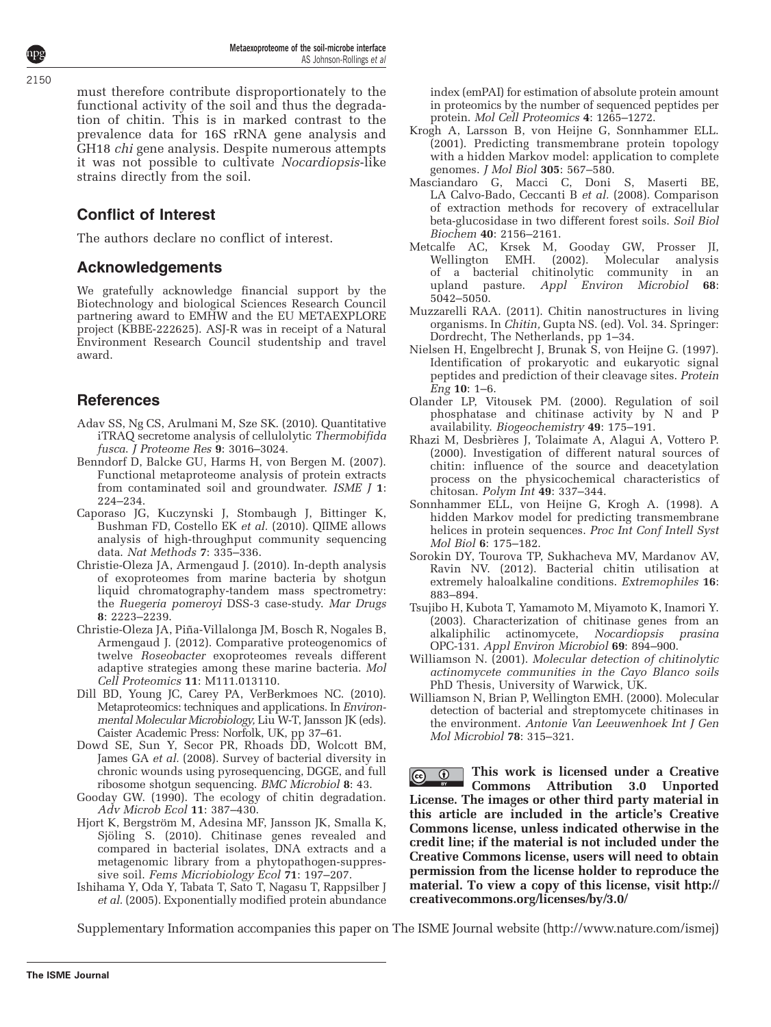must therefore contribute disproportionately to the functional activity of the soil and thus the degradation of chitin. This is in marked contrast to the prevalence data for 16S rRNA gene analysis and GH18 *chi* gene analysis. Despite numerous attempts it was not possible to cultivate *Nocardiopsis*-like strains directly from the soil.

## Conflict of Interest

The authors declare no conflict of interest.

## Acknowledgements

We gratefully acknowledge financial support by the Biotechnology and biological Sciences Research Council partnering award to EMHW and the EU METAEXPLORE project (KBBE-222625). ASJ-R was in receipt of a Natural Environment Research Council studentship and travel award.

## References

Adav SS, Ng CS, Arulmani M, Sze SK. (2010). Quantitative iTRAQ secretome analysis of cellulolytic *Thermobifida fusca*. *J Proteome Res* **9**: 3016–3024.

Benndorf D, Balcke GU, Harms H, von Bergen M. (2007). Functional metaproteome analysis of protein extracts from contaminated soil and groundwater. *ISME J* **1**: 224–234.

Caporaso JG, Kuczynski J, Stombaugh J, Bittinger K, Bushman FD, Costello EK *et al.* (2010). QIIME allows analysis of high-throughput community sequencing data. *Nat Methods* **7**: 335–336.

Christie-Oleza JA, Armengaud J. (2010). In-depth analysis of exoproteomes from marine bacteria by shotgun liquid chromatography-tandem mass spectrometry: the *Ruegeria pomeroyi* DSS-3 case-study. *Mar Drugs* **8**: 2223–2239.

Christie-Oleza JA, Piña-Villalonga JM, Bosch R, Nogales B, Armengaud J. (2012). Comparative proteogenomics of twelve *Roseobacter* exoproteomes reveals different adaptive strategies among these marine bacteria. *Mol Cell Proteomics* **11**: M111.013110.

Dill BD, Young JC, Carey PA, VerBerkmoes NC. (2010). Metaproteomics: techniques and applications. In *Environmental Molecular Microbiology,* Liu W-T, Jansson JK (eds). Caister Academic Press: Norfolk, UK, pp 37–61.

Dowd SE, Sun Y, Secor PR, Rhoads DD, Wolcott BM, James GA *et al.* (2008). Survey of bacterial diversity in chronic wounds using pyrosequencing, DGGE, and full ribosome shotgun sequencing. *BMC Microbiol* **8**: 43.

Gooday GW. (1990). The ecology of chitin degradation. *Adv Microb Ecol* **11**: 387–430.

Hjort K, Bergström M, Adesina MF, Jansson JK, Smalla K, Sjöling S. (2010). Chitinase genes revealed and compared in bacterial isolates, DNA extracts and a metagenomic library from a phytopathogen-suppressive soil. *Fems Micriobiology Ecol* **71**: 197–207.

Ishihama Y, Oda Y, Tabata T, Sato T, Nagasu T, Rappsilber J *et al.* (2005). Exponentially modified protein abundance index (emPAI) for estimation of absolute protein amount in proteomics by the number of sequenced peptides per protein. *Mol Cell Proteomics* **4**: 1265–1272.

Krogh A, Larsson B, von Heijne G, Sonnhammer ELL. (2001). Predicting transmembrane protein topology with a hidden Markov model: application to complete genomes. *J Mol Biol* **305**: 567–580.

Masciandaro G, Macci C, Doni S, Maserti BE, LA Calvo-Bado, Ceccanti B *et al.* (2008). Comparison of extraction methods for recovery of extracellular beta-glucosidase in two different forest soils. *Soil Biol Biochem* **40**: 2156–2161.

Metcalfe AC, Krsek M, Gooday GW, Prosser JI, Wellington EMH. (2002). Molecular analysis of a bacterial chitinolytic community in an upland pasture. *Appl Environ Microbiol* **68**: 5042–5050.

Muzzarelli RAA. (2011). Chitin nanostructures in living organisms. In *Chitin,* Gupta NS. (ed). Vol. 34. Springer: Dordrecht, The Netherlands, pp 1–34.

Nielsen H, Engelbrecht J, Brunak S, von Heijne G. (1997). Identification of prokaryotic and eukaryotic signal peptides and prediction of their cleavage sites. *Protein Eng* **10**: 1–6.

Olander LP, Vitousek PM. (2000). Regulation of soil phosphatase and chitinase activity by N and P availability. *Biogeochemistry* **49**: 175–191.

Rhazi M, Desbrières J, Tolaimate A, Alagui A, Vottero P. (2000). Investigation of different natural sources of chitin: influence of the source and deacetylation process on the physicochemical characteristics of chitosan. *Polym Int* **49**: 337–344.

Sonnhammer ELL, von Heijne G, Krogh A. (1998). A hidden Markov model for predicting transmembrane helices in protein sequences. *Proc Int Conf Intell Syst Mol Biol* **6**: 175–182.

Sorokin DY, Tourova TP, Sukhacheva MV, Mardanov AV, Ravin NV. (2012). Bacterial chitin utilisation at extremely haloalkaline conditions. *Extremophiles* **16**: 883–894.

Tsujibo H, Kubota T, Yamamoto M, Miyamoto K, Inamori Y. (2003). Characterization of chitinase genes from an alkaliphilic actinomycete, *Nocardiopsis prasina* OPC-131. *Appl Environ Microbiol* **69**: 894–900.

Williamson N. (2001). *Molecular detection of chitinolytic actinomycete communities in the Cayo Blanco soils* PhD Thesis, University of Warwick, UK.

Williamson N, Brian P, Wellington EMH. (2000). Molecular detection of bacterial and streptomycete chitinases in the environment. *Antonie Van Leeuwenhoek Int J Gen Mol Microbiol* **78**: 315–321.

**This work is licensed under a Creative Commons Attribution 3.0 Unported License. The images or other third party material in this article are included in the article's Creative Commons license, unless indicated otherwise in the credit line; if the material is not included under the Creative Commons license, users will need to obtain permission from the license holder to reproduce the material. To view a copy of this license, visit http://creativecommons.org/licenses/by/3.0/**

Supplementary Information accompanies this paper on The ISME Journal website (http://www.nature.com/ismej)